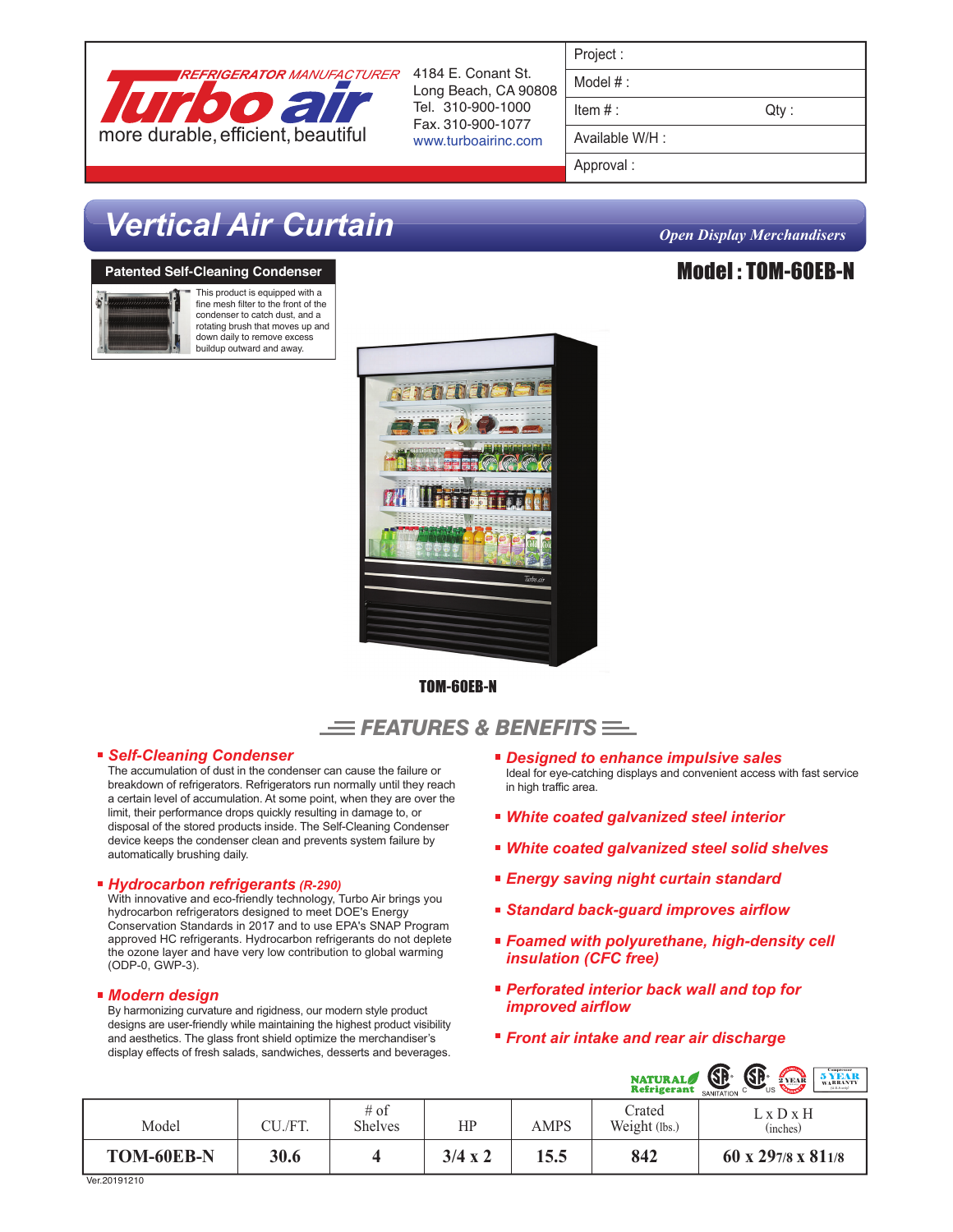Turbo air — REFRIGERATOR MANUFACTURER
more durable, efficient, beautiful

4184 E. Conant St.
Long Beach, CA 90808
Tel. 310-900-1000
Fax. 310-900-1077
www.turboairinc.com

| Project : | |
|---|---|
| Model # : | |
| Item # : | Qty : |
| Available W/H : | |
| Approval : | |

# Vertical Air Curtain

*Open Display Merchandisers*

## Model : TOM-60EB-N

**Patented Self-Cleaning Condenser**

This product is equipped with a fine mesh filter to the front of the condenser to catch dust, and a rotating brush that moves up and down daily to remove excess buildup outward and away.

TOM-60EB-N

## FEATURES & BENEFITS

- ***Self-Cleaning Condenser***
  The accumulation of dust in the condenser can cause the failure or breakdown of refrigerators. Refrigerators run normally until they reach a certain level of accumulation. At some point, when they are over the limit, their performance drops quickly resulting in damage to, or disposal of the stored products inside. The Self-Cleaning Condenser device keeps the condenser clean and prevents system failure by automatically brushing daily.

- ***Hydrocarbon refrigerants (R-290)***
  With innovative and eco-friendly technology, Turbo Air brings you hydrocarbon refrigerators designed to meet DOE's Energy Conservation Standards in 2017 and to use EPA's SNAP Program approved HC refrigerants. Hydrocarbon refrigerants do not deplete the ozone layer and have very low contribution to global warming (ODP-0, GWP-3).

- ***Modern design***
  By harmonizing curvature and rigidness, our modern style product designs are user-friendly while maintaining the highest product visibility and aesthetics. The glass front shield optimize the merchandiser's display effects of fresh salads, sandwiches, desserts and beverages.

- ***Designed to enhance impulsive sales***
  Ideal for eye-catching displays and convenient access with fast service in high traffic area.
- ***White coated galvanized steel interior***
- ***White coated galvanized steel solid shelves***
- ***Energy saving night curtain standard***
- ***Standard back-guard improves airflow***
- ***Foamed with polyurethane, high-density cell insulation (CFC free)***
- ***Perforated interior back wall and top for improved airflow***
- ***Front air intake and rear air discharge***

NATURAL Refrigerant | SANITATION | C US | 2 YEAR | Compressor 5 YEAR WARRANTY

| Model | CU./FT. | # of Shelves | HP | AMPS | Crated Weight (lbs.) | L x D x H (inches) |
|---|---|---|---|---|---|---|
| **TOM-60EB-N** | **30.6** | **4** | **3/4 x 2** | **15.5** | **842** | **60 x 29 7/8 x 81 1/8** |

Ver.20191210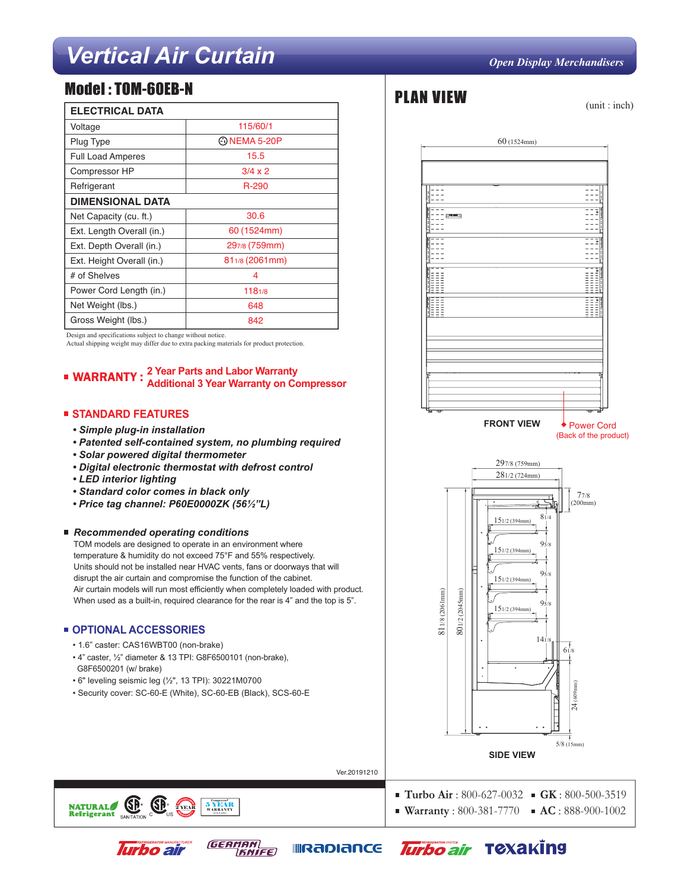# Vertical Air Curtain

*Open Display Merchandisers*

## Model : TOM-60EB-N

| ELECTRICAL DATA | |
|---|---|
| Voltage | 115/60/1 |
| Plug Type | NEMA 5-20P |
| Full Load Amperes | 15.5 |
| Compressor HP | 3/4 x 2 |
| Refrigerant | R-290 |
| **DIMENSIONAL DATA** | |
| Net Capacity (cu. ft.) | 30.6 |
| Ext. Length Overall (in.) | 60 (1524mm) |
| Ext. Depth Overall (in.) | 29 7/8 (759mm) |
| Ext. Height Overall (in.) | 81 1/8 (2061mm) |
| # of Shelves | 4 |
| Power Cord Length (in.) | 118 1/8 |
| Net Weight (lbs.) | 648 |
| Gross Weight (lbs.) | 842 |

Design and specifications subject to change without notice.
Actual shipping weight may differ due to extra packing materials for product protection.

**WARRANTY : 2 Year Parts and Labor Warranty**
**Additional 3 Year Warranty on Compressor**

### STANDARD FEATURES

- *Simple plug-in installation*
- *Patented self-contained system, no plumbing required*
- *Solar powered digital thermometer*
- *Digital electronic thermostat with defrost control*
- *LED interior lighting*
- *Standard color comes in black only*
- *Price tag channel: P60E0000ZK (56½"L)*

### *Recommended operating conditions*

TOM models are designed to operate in an environment where temperature & humidity do not exceed 75°F and 55% respectively. Units should not be installed near HVAC vents, fans or doorways that will disrupt the air curtain and compromise the function of the cabinet. Air curtain models will run most efficiently when completely loaded with product. When used as a built-in, required clearance for the rear is 4" and the top is 5".

### OPTIONAL ACCESSORIES

- 1.6" caster: CAS16WBT00 (non-brake)
- 4" caster, ½" diameter & 13 TPI: G8F6500101 (non-brake), G8F6500201 (w/ brake)
- 6" leveling seismic leg (½", 13 TPI): 30221M0700
- Security cover: SC-60-E (White), SC-60-EB (Black), SCS-60-E

Ver.20191210

## PLAN VIEW

(unit : inch)

60 (1524mm)

FRONT VIEW

◆ Power Cord (Back of the product)

29 7/8 (759mm)
28 1/2 (724mm)
7 7/8 (200mm)
8 1/4
15 1/2 (394mm)
9 5/8
15 1/2 (394mm)
9 5/8
15 1/2 (394mm)
9 5/8
15 1/2 (394mm)
14 1/8
6 1/8
81 1/8 (2061mm)
80 1/2 (2045mm)
24 (609mm)
5/8 (15mm)

SIDE VIEW

- **Turbo Air** : 800-627-0032
- **GK** : 800-500-3519
- **Warranty** : 800-381-7770
- **AC** : 888-900-1002